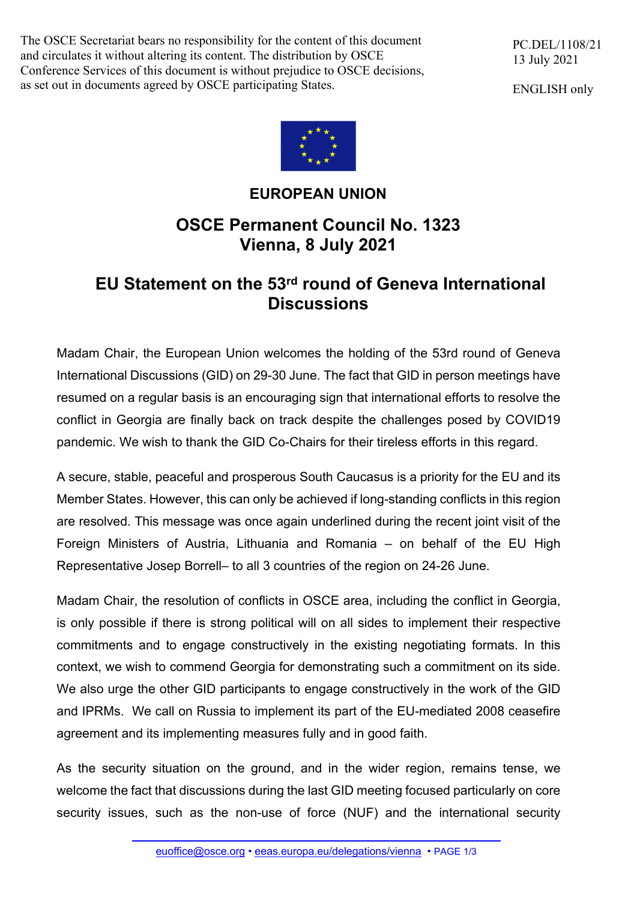The OSCE Secretariat bears no responsibility for the content of this document and circulates it without altering its content. The distribution by OSCE Conference Services of this document is without prejudice to OSCE decisions, as set out in documents agreed by OSCE participating States.

PC.DEL/1108/21
13 July 2021

ENGLISH only

# EUROPEAN UNION

## OSCE Permanent Council No. 1323
## Vienna, 8 July 2021

## EU Statement on the 53rd round of Geneva International Discussions

Madam Chair, the European Union welcomes the holding of the 53rd round of Geneva International Discussions (GID) on 29-30 June. The fact that GID in person meetings have resumed on a regular basis is an encouraging sign that international efforts to resolve the conflict in Georgia are finally back on track despite the challenges posed by COVID19 pandemic. We wish to thank the GID Co-Chairs for their tireless efforts in this regard.

A secure, stable, peaceful and prosperous South Caucasus is a priority for the EU and its Member States. However, this can only be achieved if long-standing conflicts in this region are resolved. This message was once again underlined during the recent joint visit of the Foreign Ministers of Austria, Lithuania and Romania – on behalf of the EU High Representative Josep Borrell– to all 3 countries of the region on 24-26 June.

Madam Chair, the resolution of conflicts in OSCE area, including the conflict in Georgia, is only possible if there is strong political will on all sides to implement their respective commitments and to engage constructively in the existing negotiating formats. In this context, we wish to commend Georgia for demonstrating such a commitment on its side. We also urge the other GID participants to engage constructively in the work of the GID and IPRMs. We call on Russia to implement its part of the EU-mediated 2008 ceasefire agreement and its implementing measures fully and in good faith.

As the security situation on the ground, and in the wider region, remains tense, we welcome the fact that discussions during the last GID meeting focused particularly on core security issues, such as the non-use of force (NUF) and the international security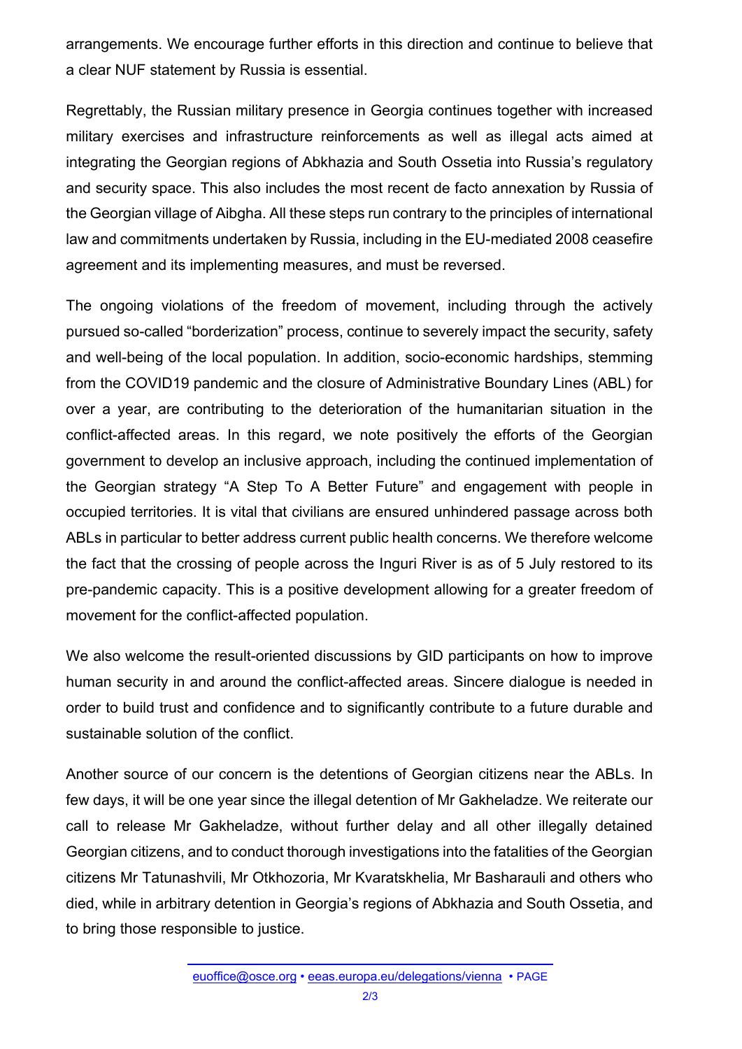arrangements. We encourage further efforts in this direction and continue to believe that a clear NUF statement by Russia is essential.

Regrettably, the Russian military presence in Georgia continues together with increased military exercises and infrastructure reinforcements as well as illegal acts aimed at integrating the Georgian regions of Abkhazia and South Ossetia into Russia's regulatory and security space. This also includes the most recent de facto annexation by Russia of the Georgian village of Aibgha. All these steps run contrary to the principles of international law and commitments undertaken by Russia, including in the EU-mediated 2008 ceasefire agreement and its implementing measures, and must be reversed.

The ongoing violations of the freedom of movement, including through the actively pursued so-called "borderization" process, continue to severely impact the security, safety and well-being of the local population. In addition, socio-economic hardships, stemming from the COVID19 pandemic and the closure of Administrative Boundary Lines (ABL) for over a year, are contributing to the deterioration of the humanitarian situation in the conflict-affected areas. In this regard, we note positively the efforts of the Georgian government to develop an inclusive approach, including the continued implementation of the Georgian strategy "A Step To A Better Future" and engagement with people in occupied territories. It is vital that civilians are ensured unhindered passage across both ABLs in particular to better address current public health concerns. We therefore welcome the fact that the crossing of people across the Inguri River is as of 5 July restored to its pre-pandemic capacity. This is a positive development allowing for a greater freedom of movement for the conflict-affected population.

We also welcome the result-oriented discussions by GID participants on how to improve human security in and around the conflict-affected areas. Sincere dialogue is needed in order to build trust and confidence and to significantly contribute to a future durable and sustainable solution of the conflict.

Another source of our concern is the detentions of Georgian citizens near the ABLs. In few days, it will be one year since the illegal detention of Mr Gakheladze. We reiterate our call to release Mr Gakheladze, without further delay and all other illegally detained Georgian citizens, and to conduct thorough investigations into the fatalities of the Georgian citizens Mr Tatunashvili, Mr Otkhozoria, Mr Kvaratskhelia, Mr Basharauli and others who died, while in arbitrary detention in Georgia's regions of Abkhazia and South Ossetia, and to bring those responsible to justice.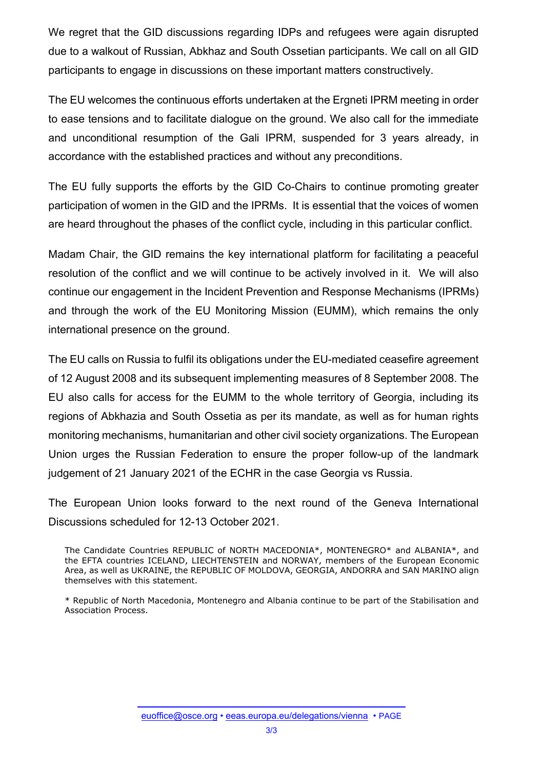We regret that the GID discussions regarding IDPs and refugees were again disrupted due to a walkout of Russian, Abkhaz and South Ossetian participants. We call on all GID participants to engage in discussions on these important matters constructively.

The EU welcomes the continuous efforts undertaken at the Ergneti IPRM meeting in order to ease tensions and to facilitate dialogue on the ground. We also call for the immediate and unconditional resumption of the Gali IPRM, suspended for 3 years already, in accordance with the established practices and without any preconditions.

The EU fully supports the efforts by the GID Co-Chairs to continue promoting greater participation of women in the GID and the IPRMs. It is essential that the voices of women are heard throughout the phases of the conflict cycle, including in this particular conflict.

Madam Chair, the GID remains the key international platform for facilitating a peaceful resolution of the conflict and we will continue to be actively involved in it. We will also continue our engagement in the Incident Prevention and Response Mechanisms (IPRMs) and through the work of the EU Monitoring Mission (EUMM), which remains the only international presence on the ground.

The EU calls on Russia to fulfil its obligations under the EU-mediated ceasefire agreement of 12 August 2008 and its subsequent implementing measures of 8 September 2008. The EU also calls for access for the EUMM to the whole territory of Georgia, including its regions of Abkhazia and South Ossetia as per its mandate, as well as for human rights monitoring mechanisms, humanitarian and other civil society organizations. The European Union urges the Russian Federation to ensure the proper follow-up of the landmark judgement of 21 January 2021 of the ECHR in the case Georgia vs Russia.

The European Union looks forward to the next round of the Geneva International Discussions scheduled for 12-13 October 2021.

The Candidate Countries REPUBLIC of NORTH MACEDONIA*, MONTENEGRO* and ALBANIA*, and the EFTA countries ICELAND, LIECHTENSTEIN and NORWAY, members of the European Economic Area, as well as UKRAINE, the REPUBLIC OF MOLDOVA, GEORGIA, ANDORRA and SAN MARINO align themselves with this statement.

* Republic of North Macedonia, Montenegro and Albania continue to be part of the Stabilisation and Association Process.